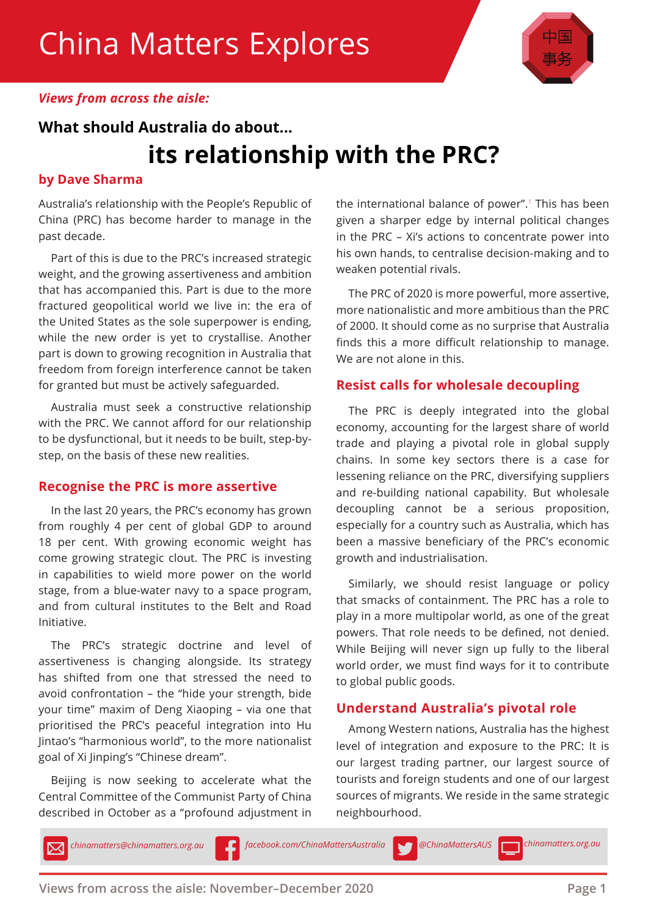# China Matters Explores

*Views from across the aisle:*

**What should Australia do about...**

# its relationship with the PRC?

**by Dave Sharma**

Australia's relationship with the People's Republic of China (PRC) has become harder to manage in the past decade.

Part of this is due to the PRC's increased strategic weight, and the growing assertiveness and ambition that has accompanied this. Part is due to the more fractured geopolitical world we live in: the era of the United States as the sole superpower is ending, while the new order is yet to crystallise. Another part is down to growing recognition in Australia that freedom from foreign interference cannot be taken for granted but must be actively safeguarded.

Australia must seek a constructive relationship with the PRC. We cannot afford for our relationship to be dysfunctional, but it needs to be built, step-by-step, on the basis of these new realities.

## Recognise the PRC is more assertive

In the last 20 years, the PRC's economy has grown from roughly 4 per cent of global GDP to around 18 per cent. With growing economic weight has come growing strategic clout. The PRC is investing in capabilities to wield more power on the world stage, from a blue-water navy to a space program, and from cultural institutes to the Belt and Road Initiative.

The PRC's strategic doctrine and level of assertiveness is changing alongside. Its strategy has shifted from one that stressed the need to avoid confrontation – the "hide your strength, bide your time" maxim of Deng Xiaoping – via one that prioritised the PRC's peaceful integration into Hu Jintao's "harmonious world", to the more nationalist goal of Xi Jinping's "Chinese dream".

Beijing is now seeking to accelerate what the Central Committee of the Communist Party of China described in October as a "profound adjustment in the international balance of power".[1] This has been given a sharper edge by internal political changes in the PRC – Xi's actions to concentrate power into his own hands, to centralise decision-making and to weaken potential rivals.

The PRC of 2020 is more powerful, more assertive, more nationalistic and more ambitious than the PRC of 2000. It should come as no surprise that Australia finds this a more difficult relationship to manage. We are not alone in this.

## Resist calls for wholesale decoupling

The PRC is deeply integrated into the global economy, accounting for the largest share of world trade and playing a pivotal role in global supply chains. In some key sectors there is a case for lessening reliance on the PRC, diversifying suppliers and re-building national capability. But wholesale decoupling cannot be a serious proposition, especially for a country such as Australia, which has been a massive beneficiary of the PRC's economic growth and industrialisation.

Similarly, we should resist language or policy that smacks of containment. The PRC has a role to play in a more multipolar world, as one of the great powers. That role needs to be defined, not denied. While Beijing will never sign up fully to the liberal world order, we must find ways for it to contribute to global public goods.

## Understand Australia's pivotal role

Among Western nations, Australia has the highest level of integration and exposure to the PRC: It is our largest trading partner, our largest source of tourists and foreign students and one of our largest sources of migrants. We reside in the same strategic neighbourhood.

chinamatters@chinamatters.org.au | facebook.com/ChinaMattersAustralia | @ChinaMattersAUS | chinamatters.org.au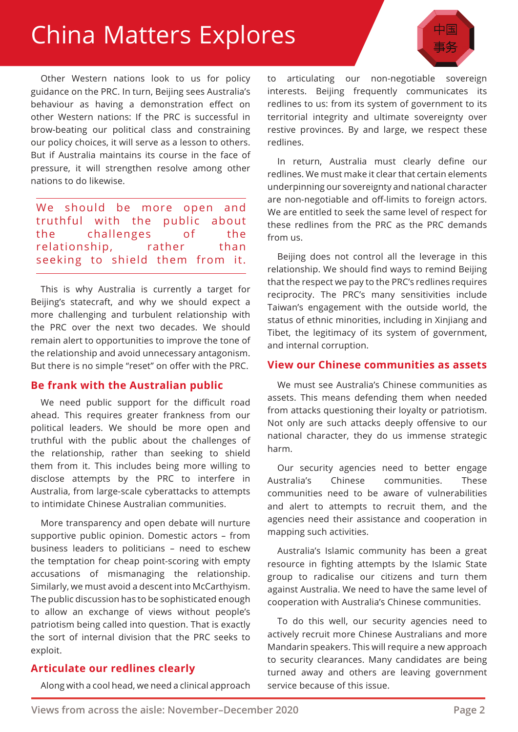Other Western nations look to us for policy guidance on the PRC. In turn, Beijing sees Australia's behaviour as having a demonstration effect on other Western nations: If the PRC is successful in brow-beating our political class and constraining our policy choices, it will serve as a lesson to others. But if Australia maintains its course in the face of pressure, it will strengthen resolve among other nations to do likewise.

> We should be more open and truthful with the public about the challenges of the relationship, rather than seeking to shield them from it.

This is why Australia is currently a target for Beijing's statecraft, and why we should expect a more challenging and turbulent relationship with the PRC over the next two decades. We should remain alert to opportunities to improve the tone of the relationship and avoid unnecessary antagonism. But there is no simple "reset" on offer with the PRC.

## Be frank with the Australian public

We need public support for the difficult road ahead. This requires greater frankness from our political leaders. We should be more open and truthful with the public about the challenges of the relationship, rather than seeking to shield them from it. This includes being more willing to disclose attempts by the PRC to interfere in Australia, from large-scale cyberattacks to attempts to intimidate Chinese Australian communities.

More transparency and open debate will nurture supportive public opinion. Domestic actors – from business leaders to politicians – need to eschew the temptation for cheap point-scoring with empty accusations of mismanaging the relationship. Similarly, we must avoid a descent into McCarthyism. The public discussion has to be sophisticated enough to allow an exchange of views without people's patriotism being called into question. That is exactly the sort of internal division that the PRC seeks to exploit.

## Articulate our redlines clearly

Along with a cool head, we need a clinical approach to articulating our non-negotiable sovereign interests. Beijing frequently communicates its redlines to us: from its system of government to its territorial integrity and ultimate sovereignty over restive provinces. By and large, we respect these redlines.

In return, Australia must clearly define our redlines. We must make it clear that certain elements underpinning our sovereignty and national character are non-negotiable and off-limits to foreign actors. We are entitled to seek the same level of respect for these redlines from the PRC as the PRC demands from us.

Beijing does not control all the leverage in this relationship. We should find ways to remind Beijing that the respect we pay to the PRC's redlines requires reciprocity. The PRC's many sensitivities include Taiwan's engagement with the outside world, the status of ethnic minorities, including in Xinjiang and Tibet, the legitimacy of its system of government, and internal corruption.

## View our Chinese communities as assets

We must see Australia's Chinese communities as assets. This means defending them when needed from attacks questioning their loyalty or patriotism. Not only are such attacks deeply offensive to our national character, they do us immense strategic harm.

Our security agencies need to better engage Australia's Chinese communities. These communities need to be aware of vulnerabilities and alert to attempts to recruit them, and the agencies need their assistance and cooperation in mapping such activities.

Australia's Islamic community has been a great resource in fighting attempts by the Islamic State group to radicalise our citizens and turn them against Australia. We need to have the same level of cooperation with Australia's Chinese communities.

To do this well, our security agencies need to actively recruit more Chinese Australians and more Mandarin speakers. This will require a new approach to security clearances. Many candidates are being turned away and others are leaving government service because of this issue.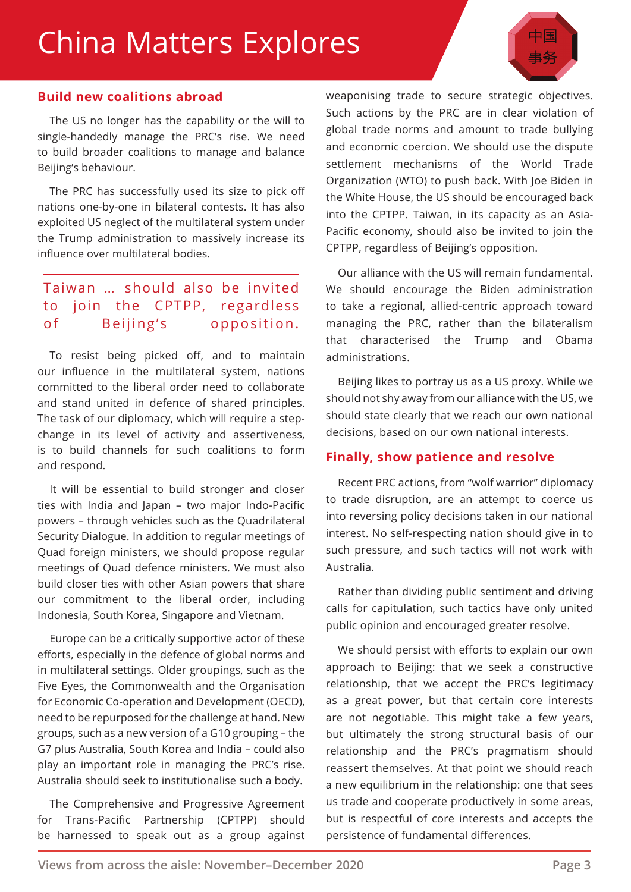## Build new coalitions abroad

The US no longer has the capability or the will to single-handedly manage the PRC's rise. We need to build broader coalitions to manage and balance Beijing's behaviour.

The PRC has successfully used its size to pick off nations one-by-one in bilateral contests. It has also exploited US neglect of the multilateral system under the Trump administration to massively increase its influence over multilateral bodies.

> Taiwan … should also be invited to join the CPTPP, regardless of Beijing's opposition.

To resist being picked off, and to maintain our influence in the multilateral system, nations committed to the liberal order need to collaborate and stand united in defence of shared principles. The task of our diplomacy, which will require a step-change in its level of activity and assertiveness, is to build channels for such coalitions to form and respond.

It will be essential to build stronger and closer ties with India and Japan – two major Indo-Pacific powers – through vehicles such as the Quadrilateral Security Dialogue. In addition to regular meetings of Quad foreign ministers, we should propose regular meetings of Quad defence ministers. We must also build closer ties with other Asian powers that share our commitment to the liberal order, including Indonesia, South Korea, Singapore and Vietnam.

Europe can be a critically supportive actor of these efforts, especially in the defence of global norms and in multilateral settings. Older groupings, such as the Five Eyes, the Commonwealth and the Organisation for Economic Co-operation and Development (OECD), need to be repurposed for the challenge at hand. New groups, such as a new version of a G10 grouping – the G7 plus Australia, South Korea and India – could also play an important role in managing the PRC's rise. Australia should seek to institutionalise such a body.

The Comprehensive and Progressive Agreement for Trans-Pacific Partnership (CPTPP) should be harnessed to speak out as a group against weaponising trade to secure strategic objectives. Such actions by the PRC are in clear violation of global trade norms and amount to trade bullying and economic coercion. We should use the dispute settlement mechanisms of the World Trade Organization (WTO) to push back. With Joe Biden in the White House, the US should be encouraged back into the CPTPP. Taiwan, in its capacity as an Asia-Pacific economy, should also be invited to join the CPTPP, regardless of Beijing's opposition.

Our alliance with the US will remain fundamental. We should encourage the Biden administration to take a regional, allied-centric approach toward managing the PRC, rather than the bilateralism that characterised the Trump and Obama administrations.

Beijing likes to portray us as a US proxy. While we should not shy away from our alliance with the US, we should state clearly that we reach our own national decisions, based on our own national interests.

## Finally, show patience and resolve

Recent PRC actions, from "wolf warrior" diplomacy to trade disruption, are an attempt to coerce us into reversing policy decisions taken in our national interest. No self-respecting nation should give in to such pressure, and such tactics will not work with Australia.

Rather than dividing public sentiment and driving calls for capitulation, such tactics have only united public opinion and encouraged greater resolve.

We should persist with efforts to explain our own approach to Beijing: that we seek a constructive relationship, that we accept the PRC's legitimacy as a great power, but that certain core interests are not negotiable. This might take a few years, but ultimately the strong structural basis of our relationship and the PRC's pragmatism should reassert themselves. At that point we should reach a new equilibrium in the relationship: one that sees us trade and cooperate productively in some areas, but is respectful of core interests and accepts the persistence of fundamental differences.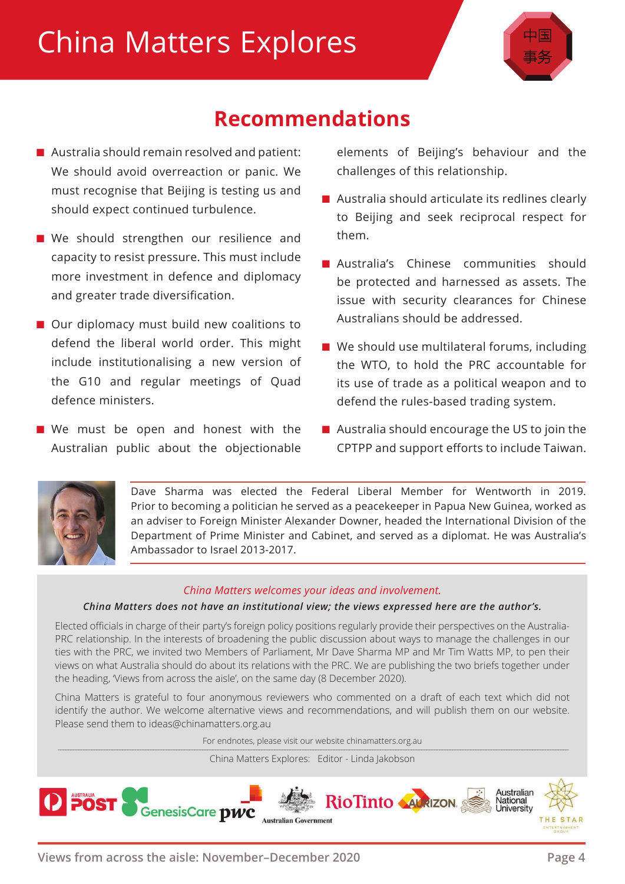# China Matters Explores

## Recommendations

- Australia should remain resolved and patient: We should avoid overreaction or panic. We must recognise that Beijing is testing us and should expect continued turbulence.
- We should strengthen our resilience and capacity to resist pressure. This must include more investment in defence and diplomacy and greater trade diversification.
- Our diplomacy must build new coalitions to defend the liberal world order. This might include institutionalising a new version of the G10 and regular meetings of Quad defence ministers.
- We must be open and honest with the Australian public about the objectionable elements of Beijing's behaviour and the challenges of this relationship.
- Australia should articulate its redlines clearly to Beijing and seek reciprocal respect for them.
- Australia's Chinese communities should be protected and harnessed as assets. The issue with security clearances for Chinese Australians should be addressed.
- We should use multilateral forums, including the WTO, to hold the PRC accountable for its use of trade as a political weapon and to defend the rules-based trading system.
- Australia should encourage the US to join the CPTPP and support efforts to include Taiwan.

Dave Sharma was elected the Federal Liberal Member for Wentworth in 2019. Prior to becoming a politician he served as a peacekeeper in Papua New Guinea, worked as an adviser to Foreign Minister Alexander Downer, headed the International Division of the Department of Prime Minister and Cabinet, and served as a diplomat. He was Australia's Ambassador to Israel 2013-2017.

*China Matters welcomes your ideas and involvement.*

***China Matters does not have an institutional view; the views expressed here are the author's.***

Elected officials in charge of their party's foreign policy positions regularly provide their perspectives on the Australia-PRC relationship. In the interests of broadening the public discussion about ways to manage the challenges in our ties with the PRC, we invited two Members of Parliament, Mr Dave Sharma MP and Mr Tim Watts MP, to pen their views on what Australia should do about its relations with the PRC. We are publishing the two briefs together under the heading, 'Views from across the aisle', on the same day (8 December 2020).

China Matters is grateful to four anonymous reviewers who commented on a draft of each text which did not identify the author. We welcome alternative views and recommendations, and will publish them on our website. Please send them to ideas@chinamatters.org.au

For endnotes, please visit our website chinamatters.org.au

China Matters Explores: Editor - Linda Jakobson